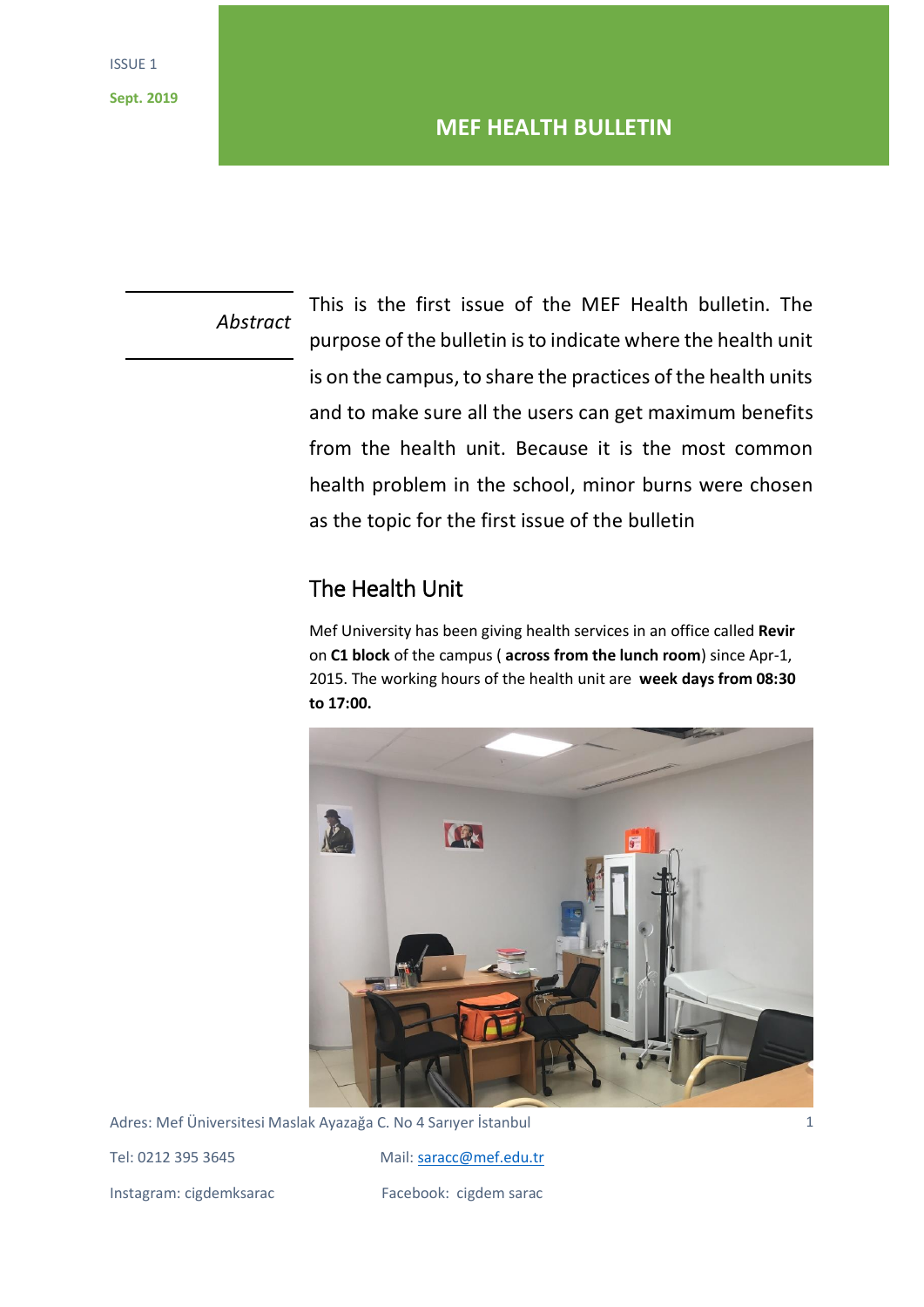ISSUE 1

**Sept. 2019**

# MEF HEALTH BULLETIN

*Abstract*

This is the first issue of the MEF Health bulletin. The purpose of the bulletin is to indicate where the health unit is on the campus, to share the practices of the health units and to make sure all the users can get maximum benefits from the health unit. Because it is the most common health problem in the school, minor burns were chosen as the topic for the first issue of the bulletin

## The Health Unit

Mef University has been giving health services in an office called **Revir** on **C1 block** of the campus ( **across from the lunch room**) since Apr-1, 2015. The working hours of the health unit are **week days from 08:30 to 17:00.**

Adres: Mef Üniversitesi Maslak Ayazağa C. No 4 Sarıyer İstanbul

Tel: 0212 395 3645

Mail: saracc@mef.edu.tr

Instagram: cigdemksarac

Facebook: cigdem sarac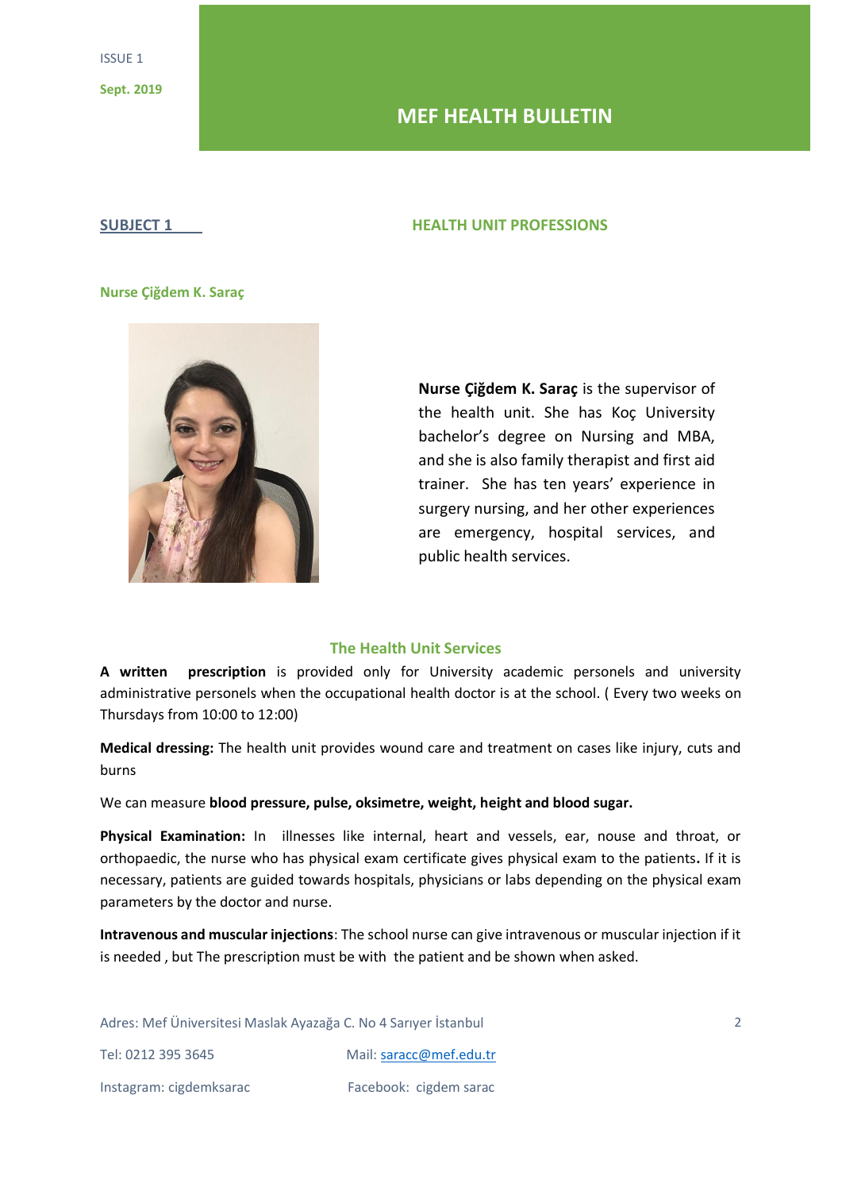ISSUE 1

**Sept. 2019**

# MEF HEALTH BULLETIN

## SUBJECT 1 — HEALTH UNIT PROFESSIONS

### Nurse Çiğdem K. Saraç

**Nurse Çiğdem K. Saraç** is the supervisor of the health unit. She has Koç University bachelor's degree on Nursing and MBA, and she is also family therapist and first aid trainer. She has ten years' experience in surgery nursing, and her other experiences are emergency, hospital services, and public health services.

### The Health Unit Services

**A written prescription** is provided only for University academic personels and university administrative personels when the occupational health doctor is at the school. ( Every two weeks on Thursdays from 10:00 to 12:00)

**Medical dressing:** The health unit provides wound care and treatment on cases like injury, cuts and burns

We can measure **blood pressure, pulse, oksimetre, weight, height and blood sugar.**

**Physical Examination:** In illnesses like internal, heart and vessels, ear, nouse and throat, or orthopaedic, the nurse who has physical exam certificate gives physical exam to the patients**.** If it is necessary, patients are guided towards hospitals, physicians or labs depending on the physical exam parameters by the doctor and nurse.

**Intravenous and muscular injections**: The school nurse can give intravenous or muscular injection if it is needed , but The prescription must be with the patient and be shown when asked.

Adres: Mef Üniversitesi Maslak Ayazağa C. No 4 Sarıyer İstanbul

Tel: 0212 395 3645 — Mail: saracc@mef.edu.tr

Instagram: cigdemksarac — Facebook: cigdem sarac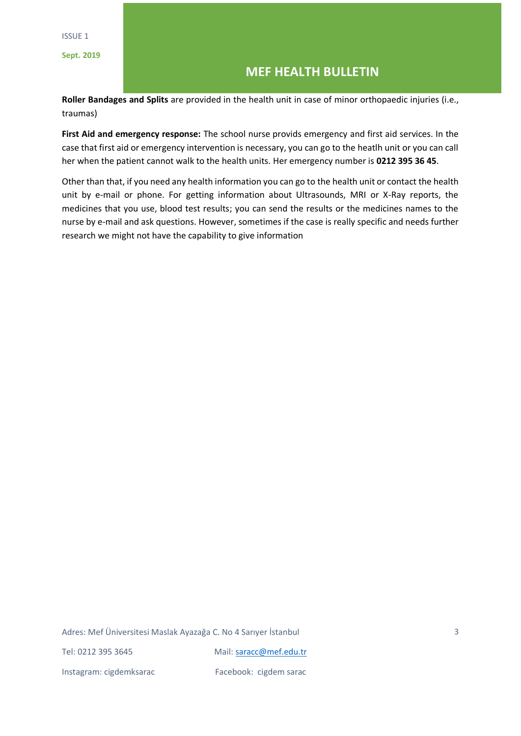**Roller Bandages and Splits** are provided in the health unit in case of minor orthopaedic injuries (i.e., traumas)

**First Aid and emergency response:** The school nurse provids emergency and first aid services. In the case that first aid or emergency intervention is necessary, you can go to the heatlh unit or you can call her when the patient cannot walk to the health units. Her emergency number is **0212 395 36 45**.

Other than that, if you need any health information you can go to the health unit or contact the health unit by e-mail or phone. For getting information about Ultrasounds, MRI or X-Ray reports, the medicines that you use, blood test results; you can send the results or the medicines names to the nurse by e-mail and ask questions. However, sometimes if the case is really specific and needs further research we might not have the capability to give information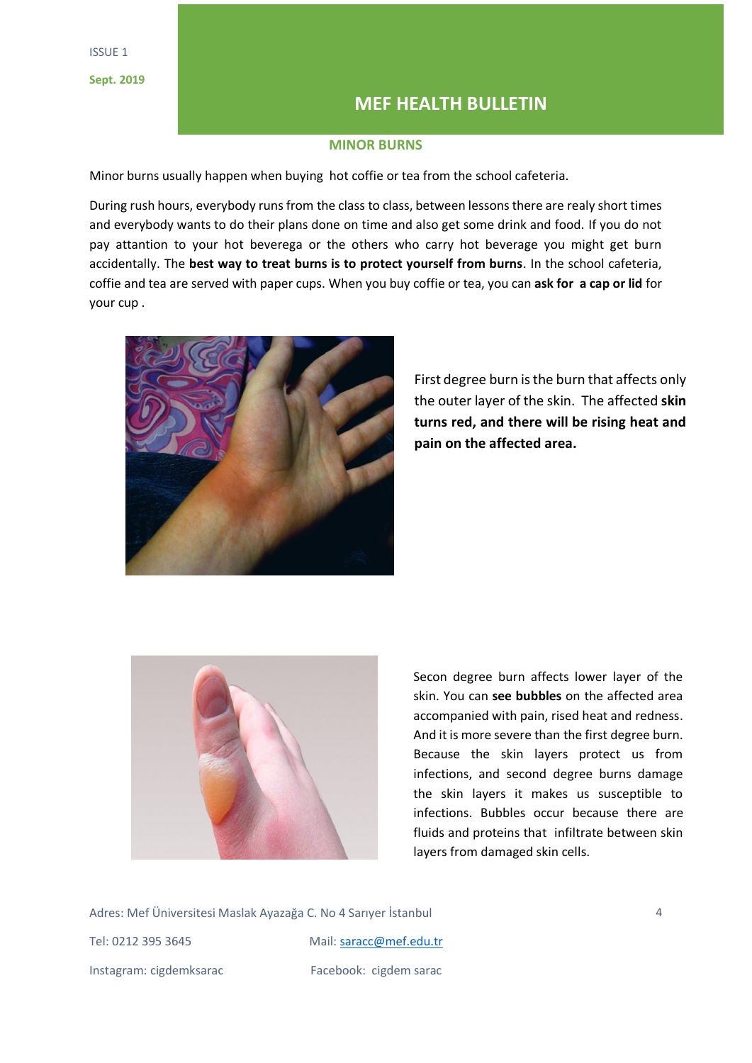ISSUE 1

**Sept. 2019**

# MEF HEALTH BULLETIN

## MINOR BURNS

Minor burns usually happen when buying  hot coffie or tea from the school cafeteria.

During rush hours, everybody runs from the class to class, between lessons there are realy short times and everybody wants to do their plans done on time and also get some drink and food. If you do not pay attention to your hot beverega or the others who carry hot beverage you might get burn accidentally. The **best way to treat burns is to protect yourself from burns**. In the school cafeteria, coffie and tea are served with paper cups. When you buy coffie or tea, you can **ask for  a cap or lid** for your cup .

First degree burn is the burn that affects only the outer layer of the skin.  The affected **skin turns red, and there will be rising heat and pain on the affected area.**

Secon degree burn affects lower layer of the skin. You can **see bubbles** on the affected area accompanied with pain, rised heat and redness. And it is more severe than the first degree burn. Because the skin layers protect us from infections, and second degree burns damage the skin layers it makes us susceptible to infections. Bubbles occur because there are fluids and proteins that  infiltrate between skin layers from damaged skin cells.

Adres: Mef Üniversitesi Maslak Ayazağa C. No 4 Sarıyer İstanbul

Tel: 0212 395 3645  Mail: saracc@mef.edu.tr

Instagram: cigdemksarac  Facebook:  cigdem sarac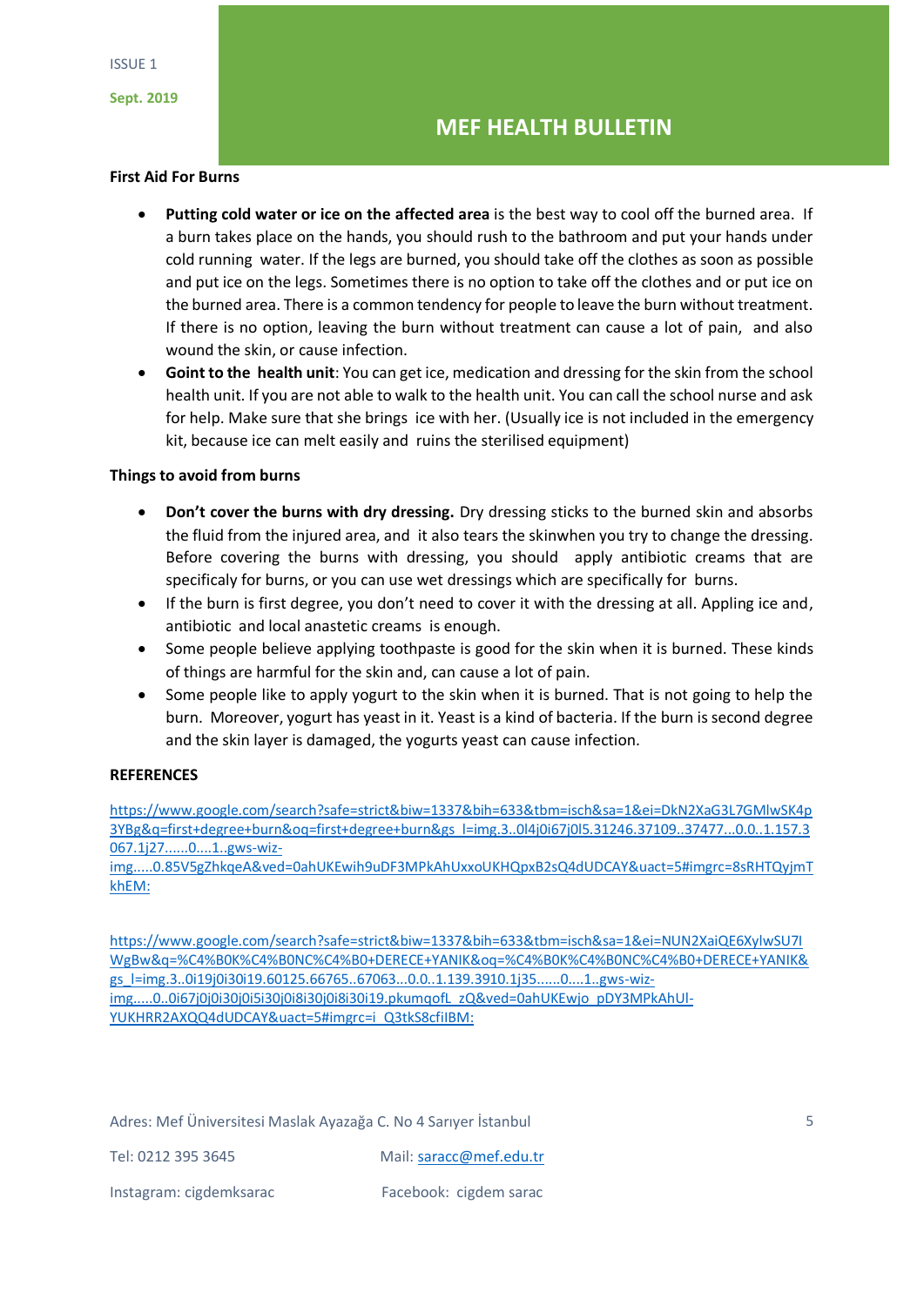## First Aid For Burns

- **Putting cold water or ice on the affected area** is the best way to cool off the burned area. If a burn takes place on the hands, you should rush to the bathroom and put your hands under cold running water. If the legs are burned, you should take off the clothes as soon as possible and put ice on the legs. Sometimes there is no option to take off the clothes and or put ice on the burned area. There is a common tendency for people to leave the burn without treatment. If there is no option, leaving the burn without treatment can cause a lot of pain, and also wound the skin, or cause infection.
- **Goint to the health unit**: You can get ice, medication and dressing for the skin from the school health unit. If you are not able to walk to the health unit. You can call the school nurse and ask for help. Make sure that she brings ice with her. (Usually ice is not included in the emergency kit, because ice can melt easily and ruins the sterilised equipment)

## Things to avoid from burns

- **Don't cover the burns with dry dressing.** Dry dressing sticks to the burned skin and absorbs the fluid from the injured area, and it also tears the skinwhen you try to change the dressing. Before covering the burns with dressing, you should apply antibiotic creams that are specificaly for burns, or you can use wet dressings which are specifically for burns.
- If the burn is first degree, you don't need to cover it with the dressing at all. Appling ice and, antibiotic and local anastetic creams is enough.
- Some people believe applying toothpaste is good for the skin when it is burned. These kinds of things are harmful for the skin and, can cause a lot of pain.
- Some people like to apply yogurt to the skin when it is burned. That is not going to help the burn. Moreover, yogurt has yeast in it. Yeast is a kind of bacteria. If the burn is second degree and the skin layer is damaged, the yogurts yeast can cause infection.

## REFERENCES

https://www.google.com/search?safe=strict&biw=1337&bih=633&tbm=isch&sa=1&ei=DkN2XaG3L7GMlwSK4p3YBg&q=first+degree+burn&oq=first+degree+burn&gs_l=img.3..0l4j0i67j0l5.31246.37109..37477...0.0..1.157.3067.1j27......0....1..gws-wiz-img.....0.85V5gZhkqeA&ved=0ahUKEwih9uDF3MPkAhUxxoUKHQpxB2sQ4dUDCAY&uact=5#imgrc=8sRHTQyjmTkhEM:

https://www.google.com/search?safe=strict&biw=1337&bih=633&tbm=isch&sa=1&ei=NUN2XaiQE6XylwSU7IWgBw&q=%C4%B0K%C4%B0NC%C4%B0+DERECE+YANIK&oq=%C4%B0K%C4%B0NC%C4%B0+DERECE+YANIK&gs_l=img.3..0i19j0i30i19.60125.66765..67063...0.0..1.139.3910.1j35......0....1..gws-wiz-img.....0..0i67j0j0i30j0i5i30j0i8i30j0i8i30i19.pkumqofL_zQ&ved=0ahUKEwjo_pDY3MPkAhUl-YUKHRR2AXQQ4dUDCAY&uact=5#imgrc=i_Q3tkS8cfiIBM:

Adres: Mef Üniversitesi Maslak Ayazağa C. No 4 Sarıyer İstanbul

Tel: 0212 395 3645 Mail: saracc@mef.edu.tr

Instagram: cigdemksarac Facebook: cigdem sarac